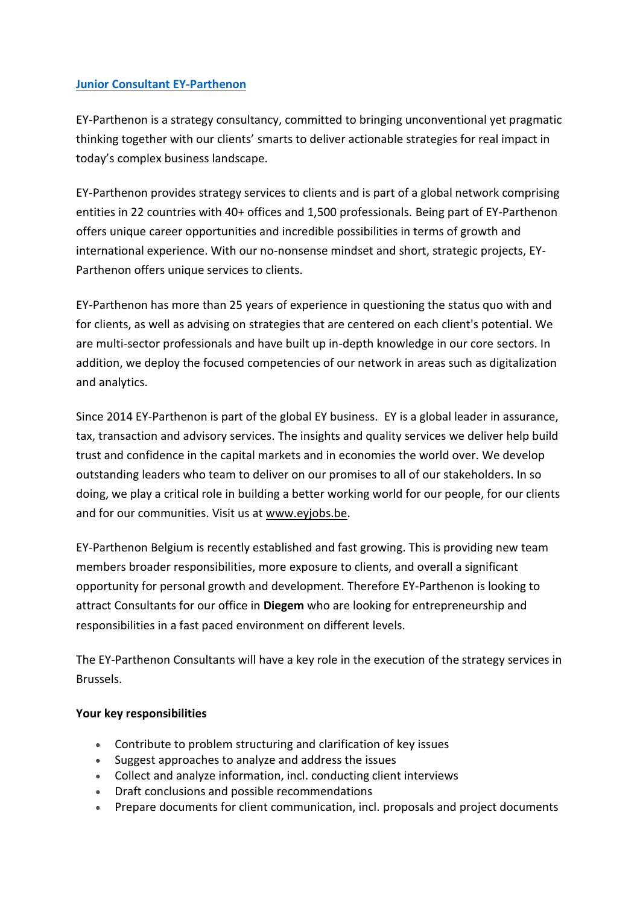# [Junior Consultant EY-Parthenon]

EY-Parthenon is a strategy consultancy, committed to bringing unconventional yet pragmatic thinking together with our clients' smarts to deliver actionable strategies for real impact in today's complex business landscape.

EY-Parthenon provides strategy services to clients and is part of a global network comprising entities in 22 countries with 40+ offices and 1,500 professionals. Being part of EY-Parthenon offers unique career opportunities and incredible possibilities in terms of growth and international experience. With our no-nonsense mindset and short, strategic projects, EY-Parthenon offers unique services to clients.

EY-Parthenon has more than 25 years of experience in questioning the status quo with and for clients, as well as advising on strategies that are centered on each client's potential. We are multi-sector professionals and have built up in-depth knowledge in our core sectors. In addition, we deploy the focused competencies of our network in areas such as digitalization and analytics.

Since 2014 EY-Parthenon is part of the global EY business. EY is a global leader in assurance, tax, transaction and advisory services. The insights and quality services we deliver help build trust and confidence in the capital markets and in economies the world over. We develop outstanding leaders who team to deliver on our promises to all of our stakeholders. In so doing, we play a critical role in building a better working world for our people, for our clients and for our communities. Visit us at www.eyjobs.be.

EY-Parthenon Belgium is recently established and fast growing. This is providing new team members broader responsibilities, more exposure to clients, and overall a significant opportunity for personal growth and development. Therefore EY-Parthenon is looking to attract Consultants for our office in **Diegem** who are looking for entrepreneurship and responsibilities in a fast paced environment on different levels.

The EY-Parthenon Consultants will have a key role in the execution of the strategy services in Brussels.

**Your key responsibilities**

- Contribute to problem structuring and clarification of key issues
- Suggest approaches to analyze and address the issues
- Collect and analyze information, incl. conducting client interviews
- Draft conclusions and possible recommendations
- Prepare documents for client communication, incl. proposals and project documents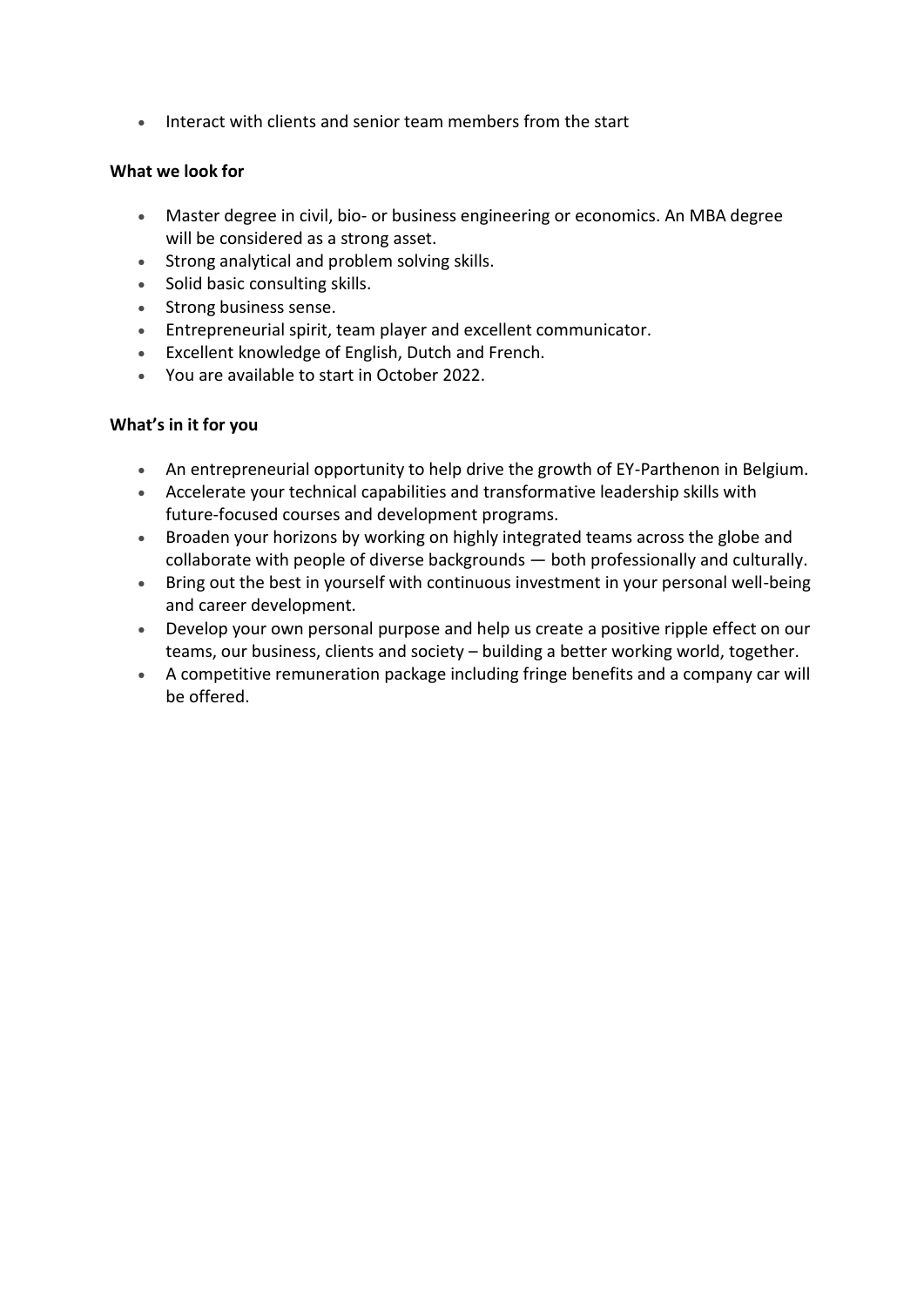- Interact with clients and senior team members from the start

**What we look for**

- Master degree in civil, bio- or business engineering or economics. An MBA degree will be considered as a strong asset.
- Strong analytical and problem solving skills.
- Solid basic consulting skills.
- Strong business sense.
- Entrepreneurial spirit, team player and excellent communicator.
- Excellent knowledge of English, Dutch and French.
- You are available to start in October 2022.

**What's in it for you**

- An entrepreneurial opportunity to help drive the growth of EY-Parthenon in Belgium.
- Accelerate your technical capabilities and transformative leadership skills with future-focused courses and development programs.
- Broaden your horizons by working on highly integrated teams across the globe and collaborate with people of diverse backgrounds — both professionally and culturally.
- Bring out the best in yourself with continuous investment in your personal well-being and career development.
- Develop your own personal purpose and help us create a positive ripple effect on our teams, our business, clients and society – building a better working world, together.
- A competitive remuneration package including fringe benefits and a company car will be offered.